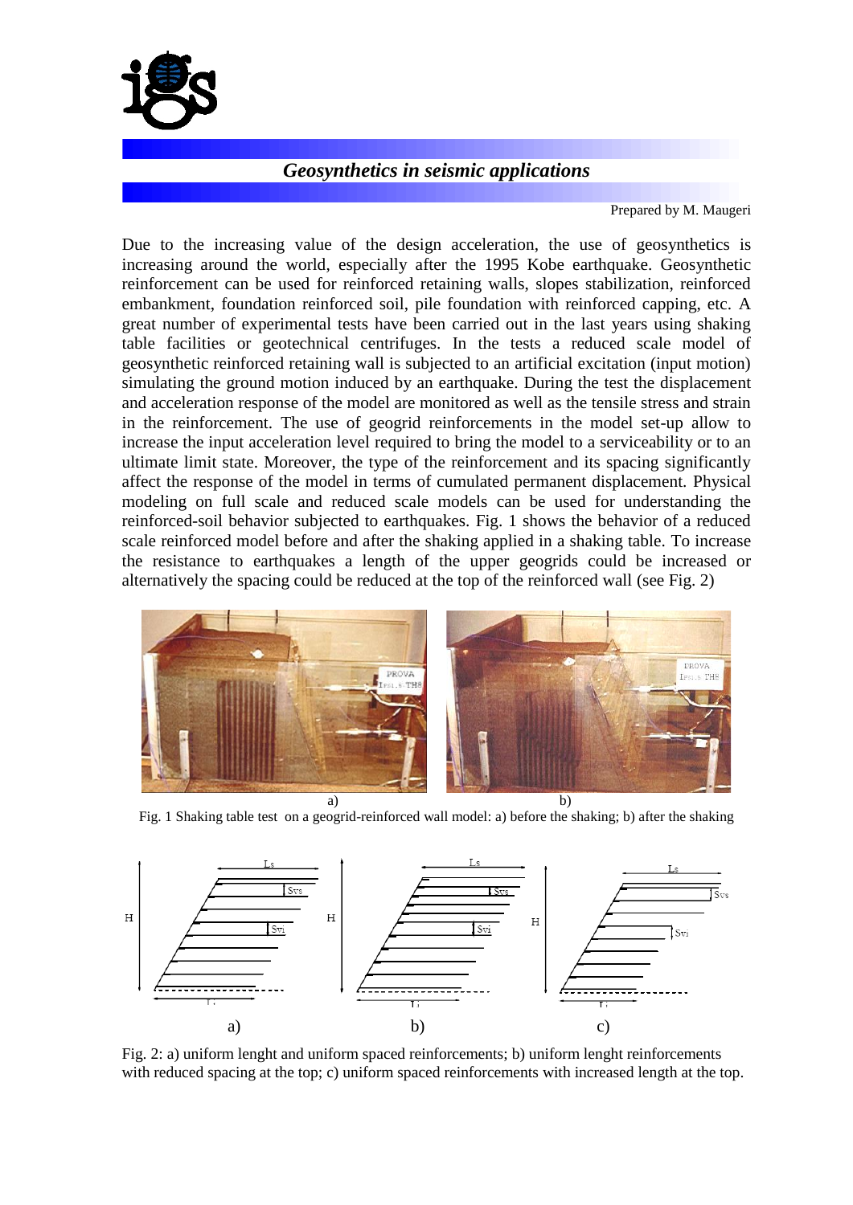# *Geosynthetics in seismic applications*

Prepared by M. Maugeri

Due to the increasing value of the design acceleration, the use of geosynthetics is increasing around the world, especially after the 1995 Kobe earthquake. Geosynthetic reinforcement can be used for reinforced retaining walls, slopes stabilization, reinforced embankment, foundation reinforced soil, pile foundation with reinforced capping, etc. A great number of experimental tests have been carried out in the last years using shaking table facilities or geotechnical centrifuges. In the tests a reduced scale model of geosynthetic reinforced retaining wall is subjected to an artificial excitation (input motion) simulating the ground motion induced by an earthquake. During the test the displacement and acceleration response of the model are monitored as well as the tensile stress and strain in the reinforcement. The use of geogrid reinforcements in the model set-up allow to increase the input acceleration level required to bring the model to a serviceability or to an ultimate limit state. Moreover, the type of the reinforcement and its spacing significantly affect the response of the model in terms of cumulated permanent displacement. Physical modeling on full scale and reduced scale models can be used for understanding the reinforced-soil behavior subjected to earthquakes. Fig. 1 shows the behavior of a reduced scale reinforced model before and after the shaking applied in a shaking table. To increase the resistance to earthquakes a length of the upper geogrids could be increased or alternatively the spacing could be reduced at the top of the reinforced wall (see Fig. 2)

a) b)

Fig. 1 Shaking table test on a geogrid-reinforced wall model: a) before the shaking; b) after the shaking

a) b) c)

Fig. 2: a) uniform lenght and uniform spaced reinforcements; b) uniform lenght reinforcements with reduced spacing at the top; c) uniform spaced reinforcements with increased length at the top.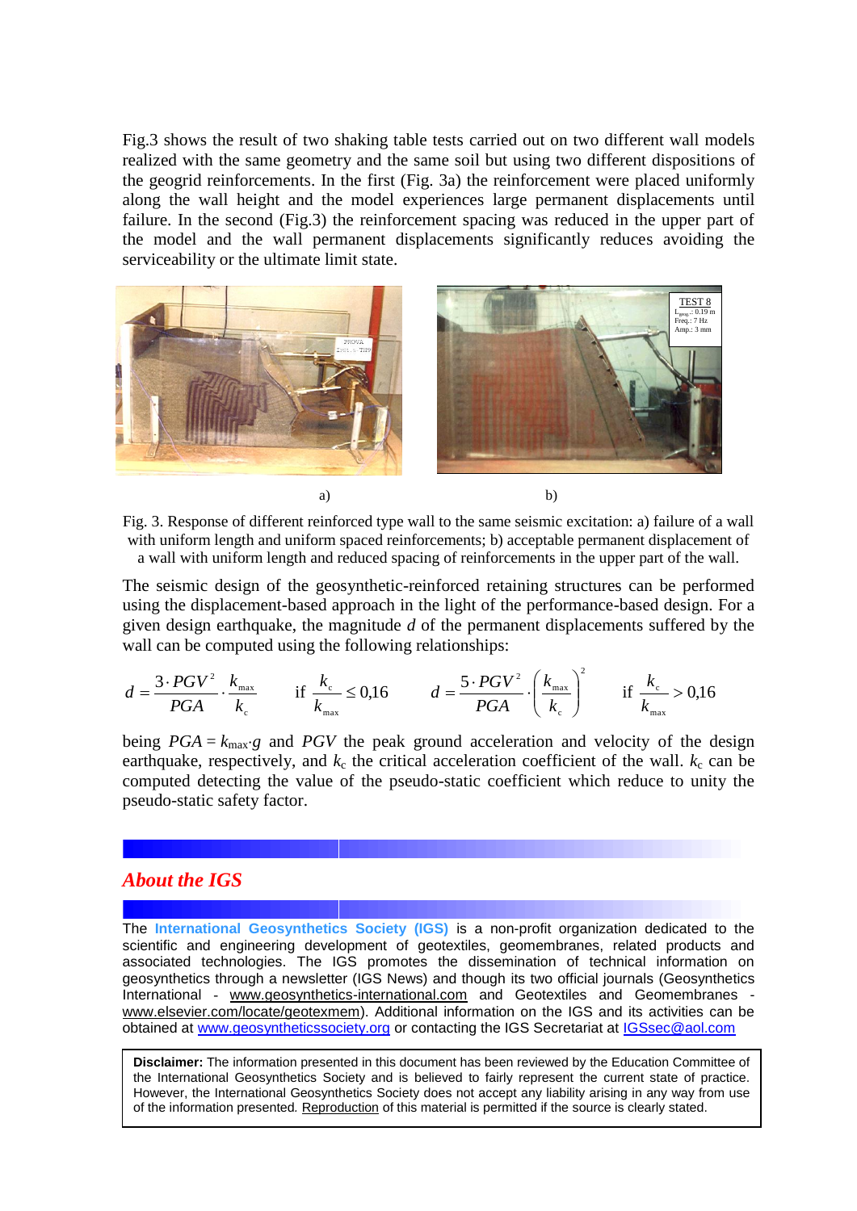Fig.3 shows the result of two shaking table tests carried out on two different wall models realized with the same geometry and the same soil but using two different dispositions of the geogrid reinforcements. In the first (Fig. 3a) the reinforcement were placed uniformly along the wall height and the model experiences large permanent displacements until failure. In the second (Fig.3) the reinforcement spacing was reduced in the upper part of the model and the wall permanent displacements significantly reduces avoiding the serviceability or the ultimate limit state.

a) b)

Fig. 3. Response of different reinforced type wall to the same seismic excitation: a) failure of a wall with uniform length and uniform spaced reinforcements; b) acceptable permanent displacement of a wall with uniform length and reduced spacing of reinforcements in the upper part of the wall.

The seismic design of the geosynthetic-reinforced retaining structures can be performed using the displacement-based approach in the light of the performance-based design. For a given design earthquake, the magnitude *d* of the permanent displacements suffered by the wall can be computed using the following relationships:

$$d = \frac{3 \cdot PGV^2}{PGA} \cdot \frac{k_{max}}{k_c} \quad \text{if } \frac{k_c}{k_{max}} \leq 0{,}16 \qquad d = \frac{5 \cdot PGV^2}{PGA} \cdot \left(\frac{k_{max}}{k_c}\right)^2 \quad \text{if } \frac{k_c}{k_{max}} > 0{,}16$$

being $PGA = k_{max} \cdot g$ and $PGV$ the peak ground acceleration and velocity of the design earthquake, respectively, and $k_c$ the critical acceleration coefficient of the wall. $k_c$ can be computed detecting the value of the pseudo-static coefficient which reduce to unity the pseudo-static safety factor.

## *About the IGS*

The **International Geosynthetics Society (IGS)** is a non-profit organization dedicated to the scientific and engineering development of geotextiles, geomembranes, related products and associated technologies. The IGS promotes the dissemination of technical information on geosynthetics through a newsletter (IGS News) and though its two official journals (Geosynthetics International - www.geosynthetics-international.com and Geotextiles and Geomembranes - www.elsevier.com/locate/geotexmem). Additional information on the IGS and its activities can be obtained at www.geosyntheticssociety.org or contacting the IGS Secretariat at IGSsec@aol.com

**Disclaimer:** The information presented in this document has been reviewed by the Education Committee of the International Geosynthetics Society and is believed to fairly represent the current state of practice. However, the International Geosynthetics Society does not accept any liability arising in any way from use of the information presented. Reproduction of this material is permitted if the source is clearly stated.